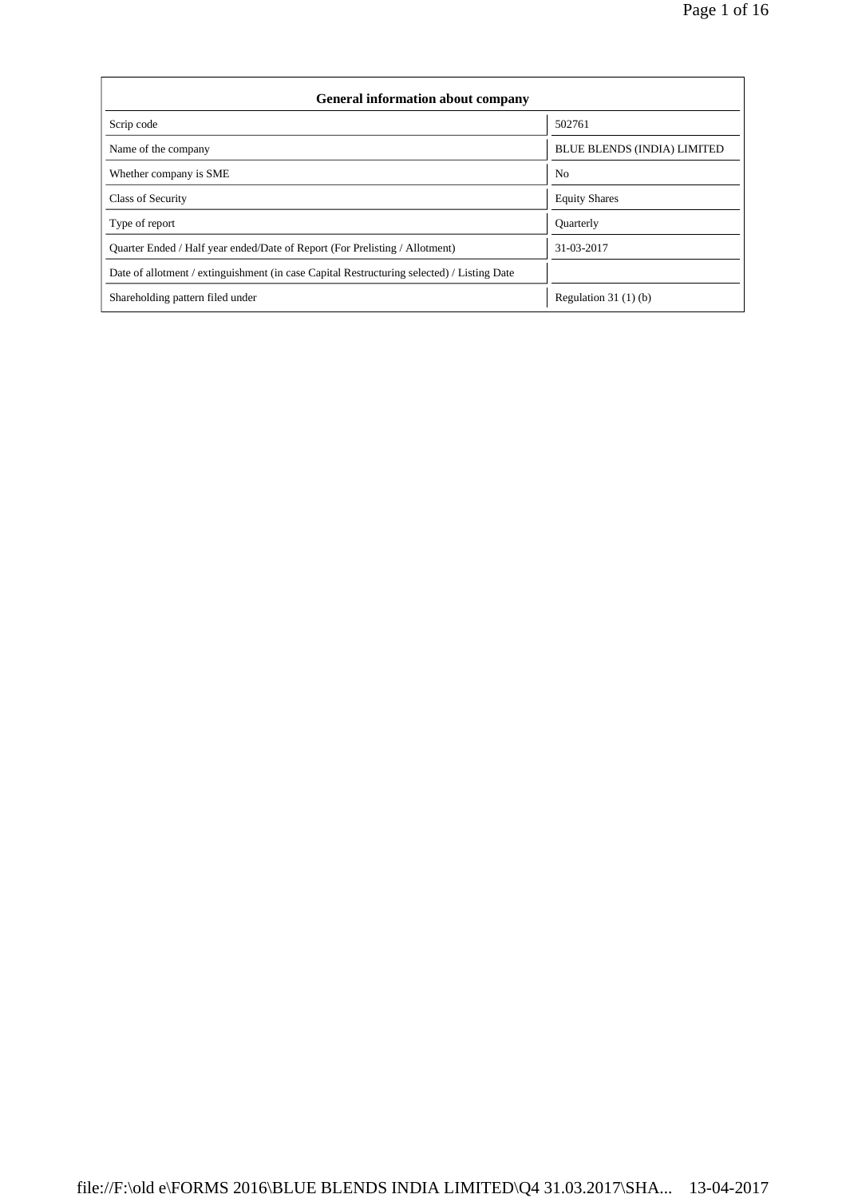| General information about company | |
|---|---|
| Scrip code | 502761 |
| Name of the company | BLUE BLENDS (INDIA) LIMITED |
| Whether company is SME | No |
| Class of Security | Equity Shares |
| Type of report | Quarterly |
| Quarter Ended / Half year ended/Date of Report (For Prelisting / Allotment) | 31-03-2017 |
| Date of allotment / extinguishment (in case Capital Restructuring selected) / Listing Date | |
| Shareholding pattern filed under | Regulation 31 (1) (b) |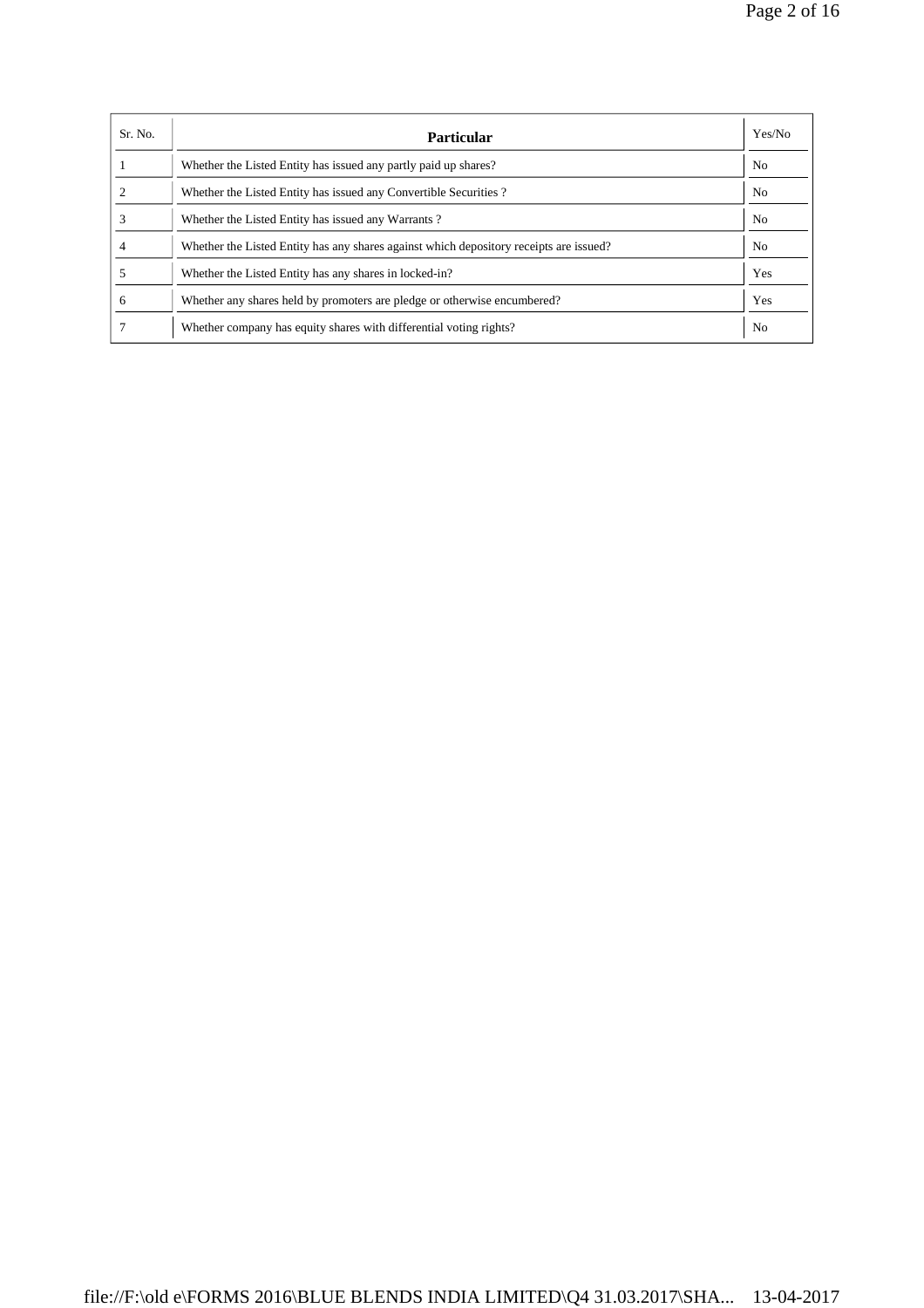| Sr. No. | Particular | Yes/No |
|---|---|---|
| 1 | Whether the Listed Entity has issued any partly paid up shares? | No |
| 2 | Whether the Listed Entity has issued any Convertible Securities ? | No |
| 3 | Whether the Listed Entity has issued any Warrants ? | No |
| 4 | Whether the Listed Entity has any shares against which depository receipts are issued? | No |
| 5 | Whether the Listed Entity has any shares in locked-in? | Yes |
| 6 | Whether any shares held by promoters are pledge or otherwise encumbered? | Yes |
| 7 | Whether company has equity shares with differential voting rights? | No |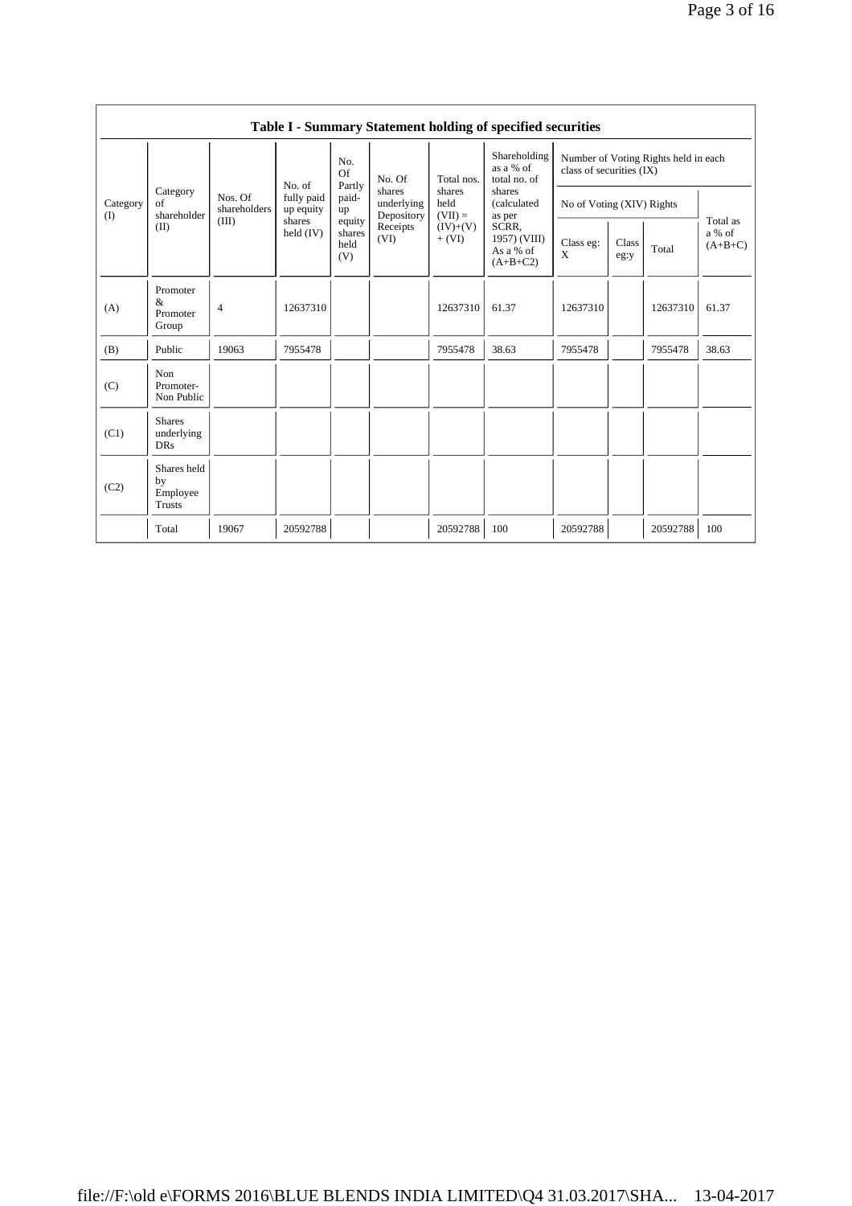## Table I - Summary Statement holding of specified securities

| Category (I) | Category of shareholder (II) | Nos. Of shareholders (III) | No. of fully paid up equity shares held (IV) | No. Of Partly paid-up equity shares held (V) | No. Of shares underlying Depository Receipts (VI) | Total nos. shares held (VII) = (IV)+(V)+ (VI) | Shareholding as a % of total no. of shares (calculated as per SCRR, 1957) (VIII) As a % of (A+B+C2) | Number of Voting Rights held in each class of securities (IX) | | | |
|---|---|---|---|---|---|---|---|---|---|---|---|
| | | | | | | | | No of Voting (XIV) Rights | | | Total as a % of (A+B+C) |
| | | | | | | | | Class eg: X | Class eg:y | Total | |
| (A) | Promoter & Promoter Group | 4 | 12637310 | | | 12637310 | 61.37 | 12637310 | | 12637310 | 61.37 |
| (B) | Public | 19063 | 7955478 | | | 7955478 | 38.63 | 7955478 | | 7955478 | 38.63 |
| (C) | Non Promoter- Non Public | | | | | | | | | | |
| (C1) | Shares underlying DRs | | | | | | | | | | |
| (C2) | Shares held by Employee Trusts | | | | | | | | | | |
| | Total | 19067 | 20592788 | | | 20592788 | 100 | 20592788 | | 20592788 | 100 |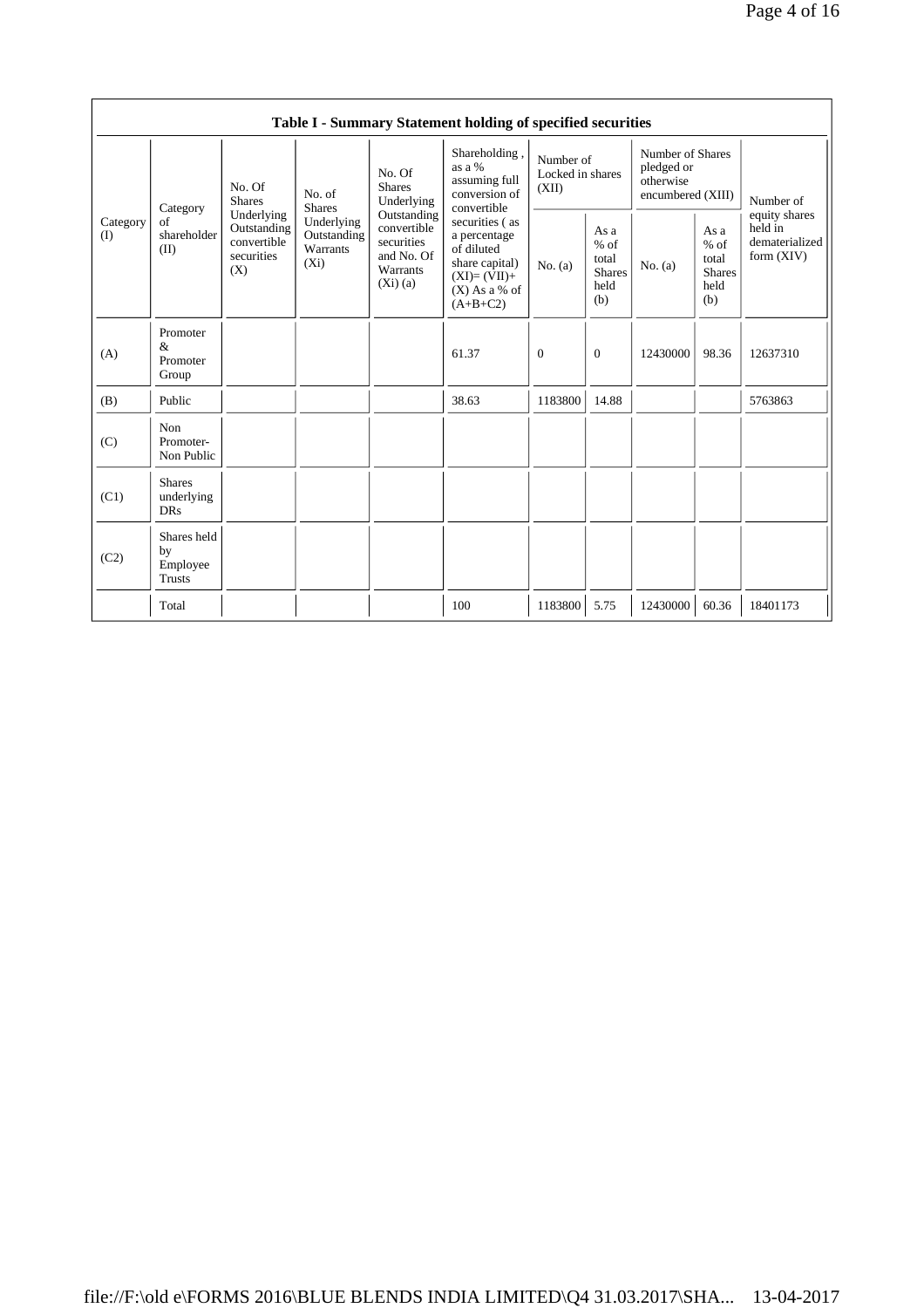| Table I - Summary Statement holding of specified securities | | | | | | | | | | | |
|---|---|---|---|---|---|---|---|---|---|---|---|
| Category (I) | Category of shareholder (II) | No. Of Shares Underlying Outstanding convertible securities (X) | No. of Shares Underlying Outstanding Warrants (Xi) | No. Of Shares Underlying Outstanding convertible securities and No. Of Warrants (Xi) (a) | Shareholding , as a % assuming full conversion of convertible securities ( as a percentage of diluted share capital) (XI)= (VII)+(X) As a % of (A+B+C2) | Number of Locked in shares (XII) | | Number of Shares pledged or otherwise encumbered (XIII) | | Number of equity shares held in dematerialized form (XIV) |
| | | | | | | No. (a) | As a % of total Shares held (b) | No. (a) | As a % of total Shares held (b) | |
| (A) | Promoter & Promoter Group | | | | 61.37 | 0 | 0 | 12430000 | 98.36 | 12637310 |
| (B) | Public | | | | 38.63 | 1183800 | 14.88 | | | 5763863 |
| (C) | Non Promoter- Non Public | | | | | | | | | |
| (C1) | Shares underlying DRs | | | | | | | | | |
| (C2) | Shares held by Employee Trusts | | | | | | | | | |
| | Total | | | | 100 | 1183800 | 5.75 | 12430000 | 60.36 | 18401173 |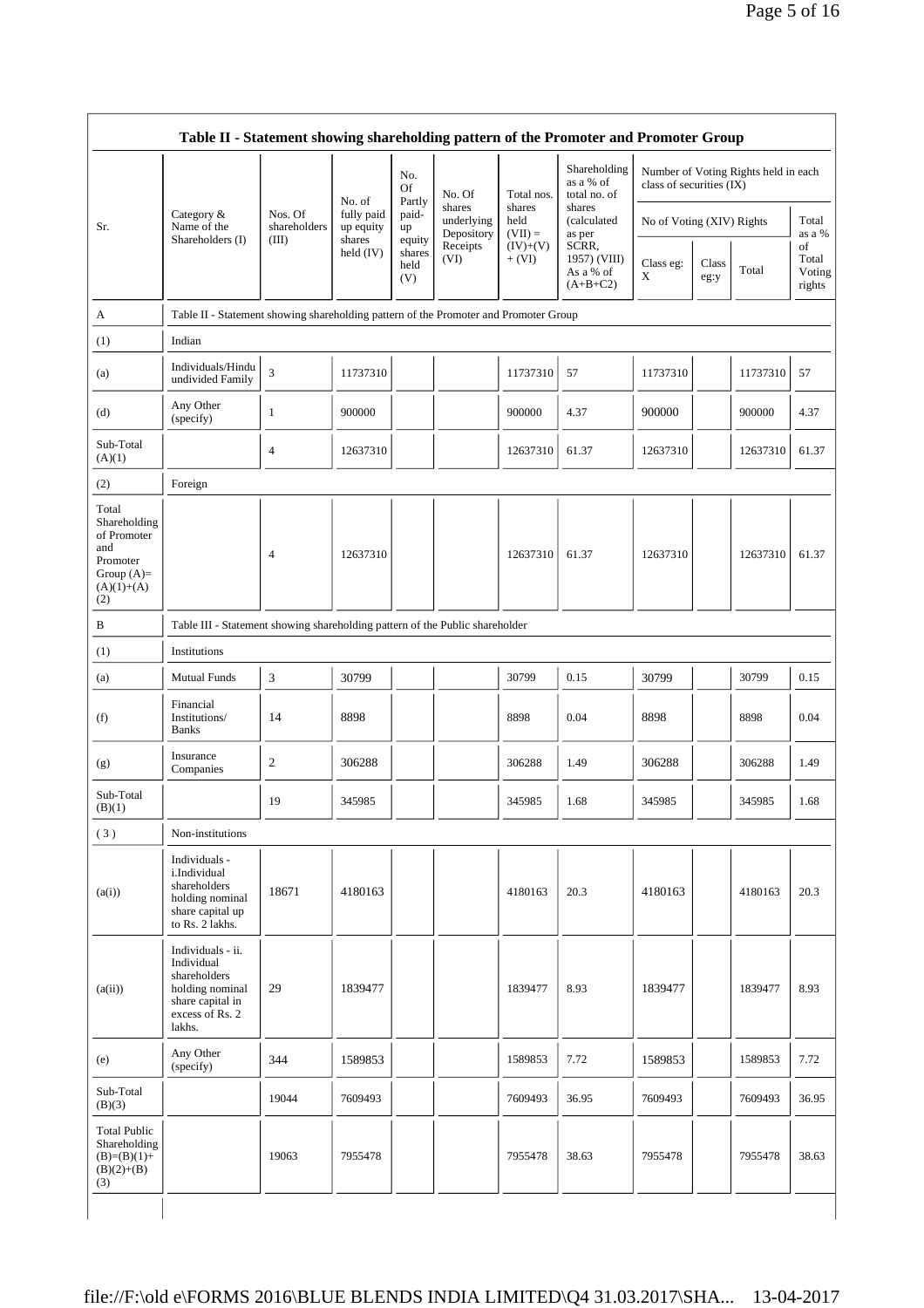## Table II - Statement showing shareholding pattern of the Promoter and Promoter Group

| Sr. | Category & Name of the Shareholders (I) | Nos. Of shareholders (III) | No. of fully paid up equity shares held (IV) | No. Of Partly paid-up equity shares held (V) | No. Of shares underlying Depository Receipts (VI) | Total nos. shares held (VII) = (IV)+(V)+ (VI) | Shareholding as a % of total no. of shares (calculated as per SCRR, 1957) (VIII) As a % of (A+B+C2) | Number of Voting Rights held in each class of securities (IX) | | | |
|---|---|---|---|---|---|---|---|---|---|---|---|
| | | | | | | | | No of Voting (XIV) Rights | | | Total as a % of Total Voting rights |
| | | | | | | | | Class eg: X | Class eg:y | Total | |
| A | Table II - Statement showing shareholding pattern of the Promoter and Promoter Group | | | | | | | | | | |
| (1) | Indian | | | | | | | | | | |
| (a) | Individuals/Hindu undivided Family | 3 | 11737310 | | | 11737310 | 57 | 11737310 | | 11737310 | 57 |
| (d) | Any Other (specify) | 1 | 900000 | | | 900000 | 4.37 | 900000 | | 900000 | 4.37 |
| Sub-Total (A)(1) | | 4 | 12637310 | | | 12637310 | 61.37 | 12637310 | | 12637310 | 61.37 |
| (2) | Foreign | | | | | | | | | | |
| Total Shareholding of Promoter and Promoter Group (A)=(A)(1)+(A)(2) | | 4 | 12637310 | | | 12637310 | 61.37 | 12637310 | | 12637310 | 61.37 |
| B | Table III - Statement showing shareholding pattern of the Public shareholder | | | | | | | | | | |
| (1) | Institutions | | | | | | | | | | |
| (a) | Mutual Funds | 3 | 30799 | | | 30799 | 0.15 | 30799 | | 30799 | 0.15 |
| (f) | Financial Institutions/ Banks | 14 | 8898 | | | 8898 | 0.04 | 8898 | | 8898 | 0.04 |
| (g) | Insurance Companies | 2 | 306288 | | | 306288 | 1.49 | 306288 | | 306288 | 1.49 |
| Sub-Total (B)(1) | | 19 | 345985 | | | 345985 | 1.68 | 345985 | | 345985 | 1.68 |
| (3) | Non-institutions | | | | | | | | | | |
| (a(i)) | Individuals - i.Individual shareholders holding nominal share capital up to Rs. 2 lakhs. | 18671 | 4180163 | | | 4180163 | 20.3 | 4180163 | | 4180163 | 20.3 |
| (a(ii)) | Individuals - ii. Individual shareholders holding nominal share capital in excess of Rs. 2 lakhs. | 29 | 1839477 | | | 1839477 | 8.93 | 1839477 | | 1839477 | 8.93 |
| (e) | Any Other (specify) | 344 | 1589853 | | | 1589853 | 7.72 | 1589853 | | 1589853 | 7.72 |
| Sub-Total (B)(3) | | 19044 | 7609493 | | | 7609493 | 36.95 | 7609493 | | 7609493 | 36.95 |
| Total Public Shareholding (B)=(B)(1)+(B)(2)+(B)(3) | | 19063 | 7955478 | | | 7955478 | 38.63 | 7955478 | | 7955478 | 38.63 |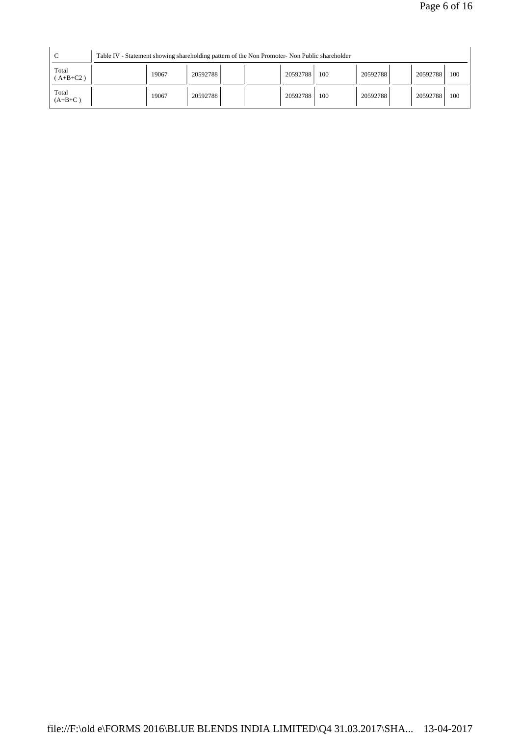| C | Table IV - Statement showing shareholding pattern of the Non Promoter- Non Public shareholder | | | | | | | | | |
|---|---|---|---|---|---|---|---|---|---|---|
| Total ( A+B+C2 ) | | 19067 | 20592788 | | | 20592788 | 100 | 20592788 | | 20592788 | 100 |
| Total (A+B+C ) | | 19067 | 20592788 | | | 20592788 | 100 | 20592788 | | 20592788 | 100 |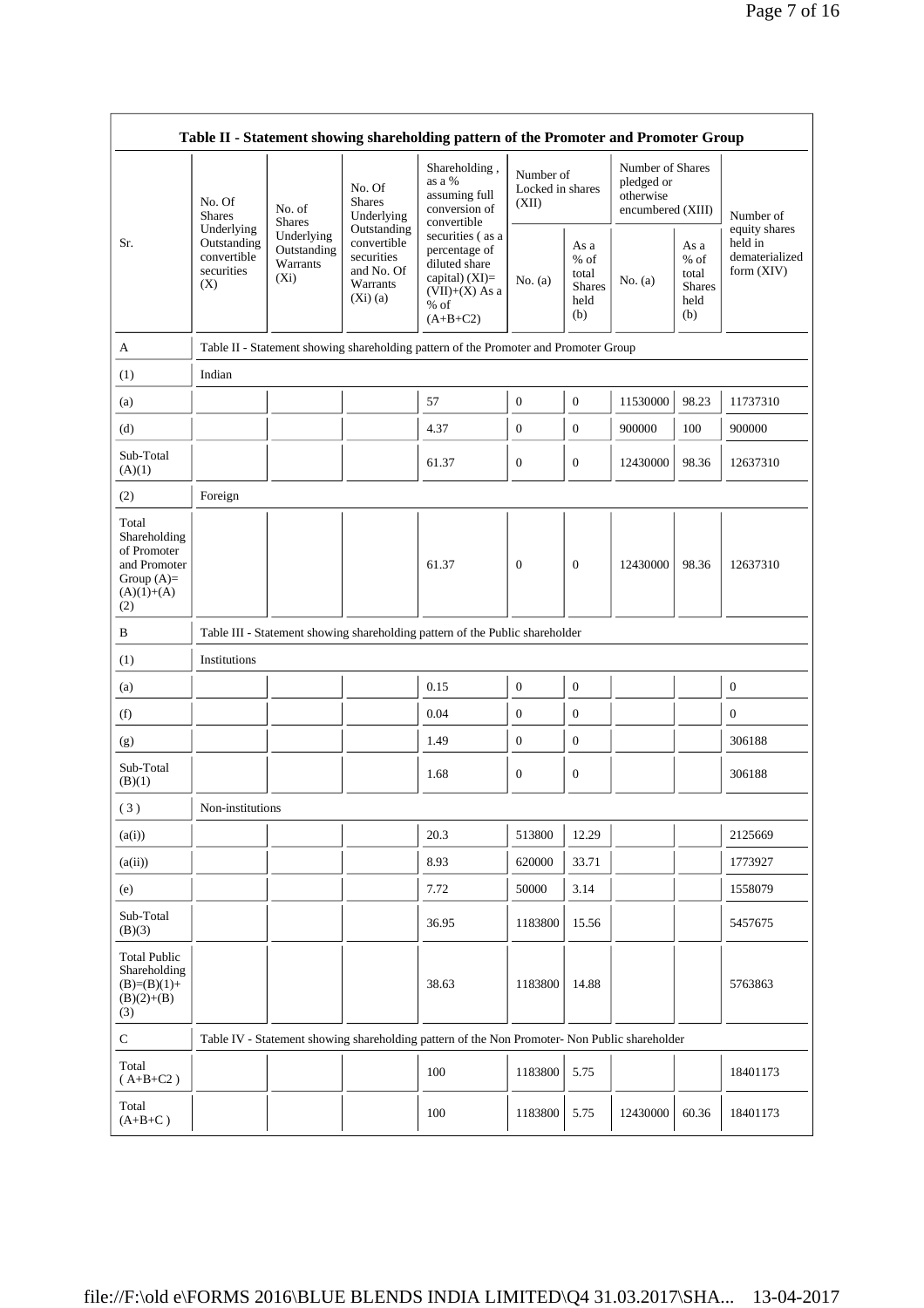| Table II - Statement showing shareholding pattern of the Promoter and Promoter Group | | | | | | | | | |
|---|---|---|---|---|---|---|---|---|---|
| Sr. | No. Of Shares Underlying Outstanding convertible securities (X) | No. of Shares Underlying Outstanding Warrants (Xi) | No. Of Shares Underlying Outstanding convertible securities and No. Of Warrants (Xi) (a) | Shareholding , as a % assuming full conversion of convertible securities ( as a percentage of diluted share capital) (XI)= (VII)+(X) As a % of (A+B+C2) | Number of Locked in shares (XII) | | Number of Shares pledged or otherwise encumbered (XIII) | | Number of equity shares held in dematerialized form (XIV) |
| | | | | | No. (a) | As a % of total Shares held (b) | No. (a) | As a % of total Shares held (b) | |
| A | Table II - Statement showing shareholding pattern of the Promoter and Promoter Group | | | | | | | | |
| (1) | Indian | | | | | | | | |
| (a) | | | | 57 | 0 | 0 | 11530000 | 98.23 | 11737310 |
| (d) | | | | 4.37 | 0 | 0 | 900000 | 100 | 900000 |
| Sub-Total (A)(1) | | | | 61.37 | 0 | 0 | 12430000 | 98.36 | 12637310 |
| (2) | Foreign | | | | | | | | |
| Total Shareholding of Promoter and Promoter Group (A)= (A)(1)+(A)(2) | | | | 61.37 | 0 | 0 | 12430000 | 98.36 | 12637310 |
| B | Table III - Statement showing shareholding pattern of the Public shareholder | | | | | | | | |
| (1) | Institutions | | | | | | | | |
| (a) | | | | 0.15 | 0 | 0 | | | 0 |
| (f) | | | | 0.04 | 0 | 0 | | | 0 |
| (g) | | | | 1.49 | 0 | 0 | | | 306188 |
| Sub-Total (B)(1) | | | | 1.68 | 0 | 0 | | | 306188 |
| ( 3 ) | Non-institutions | | | | | | | | |
| (a(i)) | | | | 20.3 | 513800 | 12.29 | | | 2125669 |
| (a(ii)) | | | | 8.93 | 620000 | 33.71 | | | 1773927 |
| (e) | | | | 7.72 | 50000 | 3.14 | | | 1558079 |
| Sub-Total (B)(3) | | | | 36.95 | 1183800 | 15.56 | | | 5457675 |
| Total Public Shareholding (B)=(B)(1)+(B)(2)+(B)(3) | | | | 38.63 | 1183800 | 14.88 | | | 5763863 |
| C | Table IV - Statement showing shareholding pattern of the Non Promoter- Non Public shareholder | | | | | | | | |
| Total ( A+B+C2 ) | | | | 100 | 1183800 | 5.75 | | | 18401173 |
| Total (A+B+C ) | | | | 100 | 1183800 | 5.75 | 12430000 | 60.36 | 18401173 |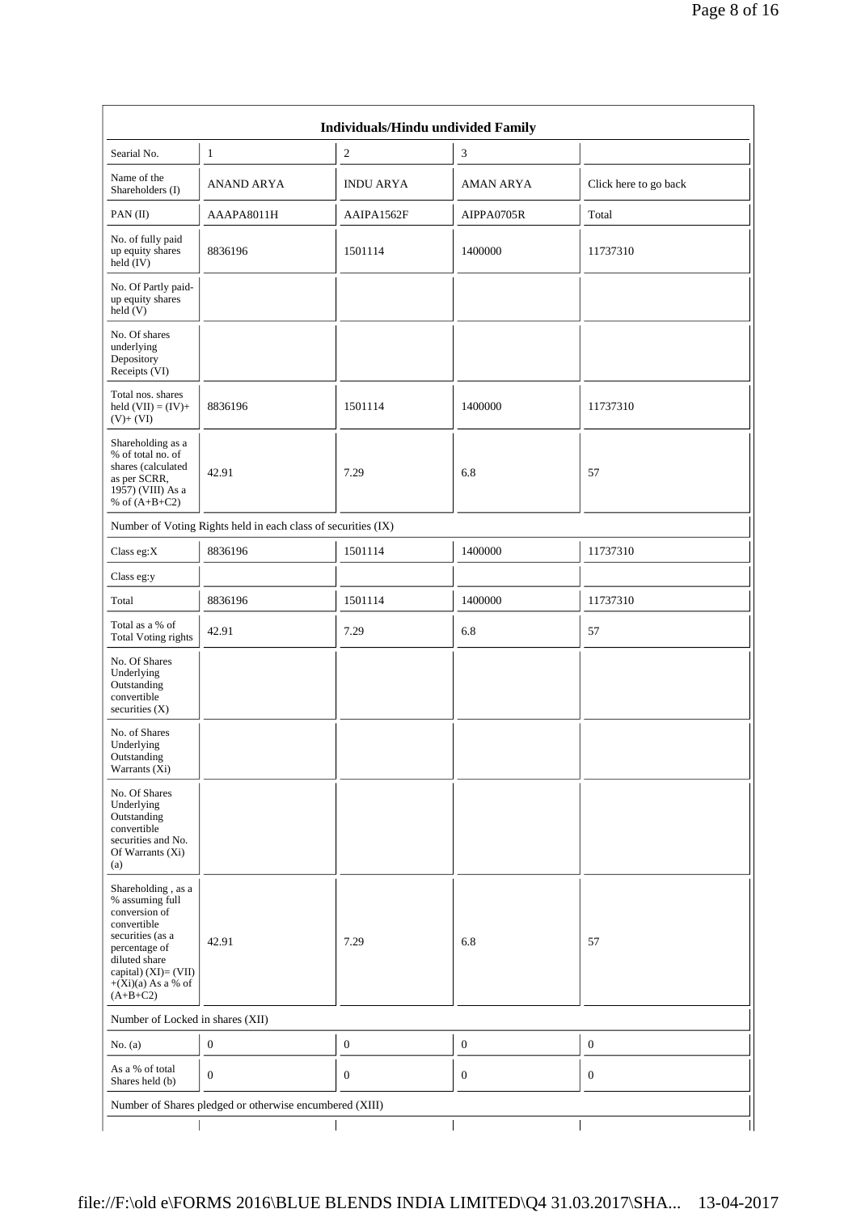| Individuals/Hindu undivided Family | | | | |
|---|---|---|---|---|
| Searial No. | 1 | 2 | 3 | |
| Name of the Shareholders (I) | ANAND ARYA | INDU ARYA | AMAN ARYA | Click here to go back |
| PAN (II) | AAAPA8011H | AAIPA1562F | AIPPA0705R | Total |
| No. of fully paid up equity shares held (IV) | 8836196 | 1501114 | 1400000 | 11737310 |
| No. Of Partly paid-up equity shares held (V) | | | | |
| No. Of shares underlying Depository Receipts (VI) | | | | |
| Total nos. shares held (VII) = (IV)+ (V)+ (VI) | 8836196 | 1501114 | 1400000 | 11737310 |
| Shareholding as a % of total no. of shares (calculated as per SCRR, 1957) (VIII) As a % of (A+B+C2) | 42.91 | 7.29 | 6.8 | 57 |
| Number of Voting Rights held in each class of securities (IX) | | | | |
| Class eg:X | 8836196 | 1501114 | 1400000 | 11737310 |
| Class eg:y | | | | |
| Total | 8836196 | 1501114 | 1400000 | 11737310 |
| Total as a % of Total Voting rights | 42.91 | 7.29 | 6.8 | 57 |
| No. Of Shares Underlying Outstanding convertible securities (X) | | | | |
| No. of Shares Underlying Outstanding Warrants (Xi) | | | | |
| No. Of Shares Underlying Outstanding convertible securities and No. Of Warrants (Xi) (a) | | | | |
| Shareholding , as a % assuming full conversion of convertible securities (as a percentage of diluted share capital) (XI)= (VII)+(Xi)(a) As a % of (A+B+C2) | 42.91 | 7.29 | 6.8 | 57 |
| Number of Locked in shares (XII) | | | | |
| No. (a) | 0 | 0 | 0 | 0 |
| As a % of total Shares held (b) | 0 | 0 | 0 | 0 |
| Number of Shares pledged or otherwise encumbered (XIII) | | | | |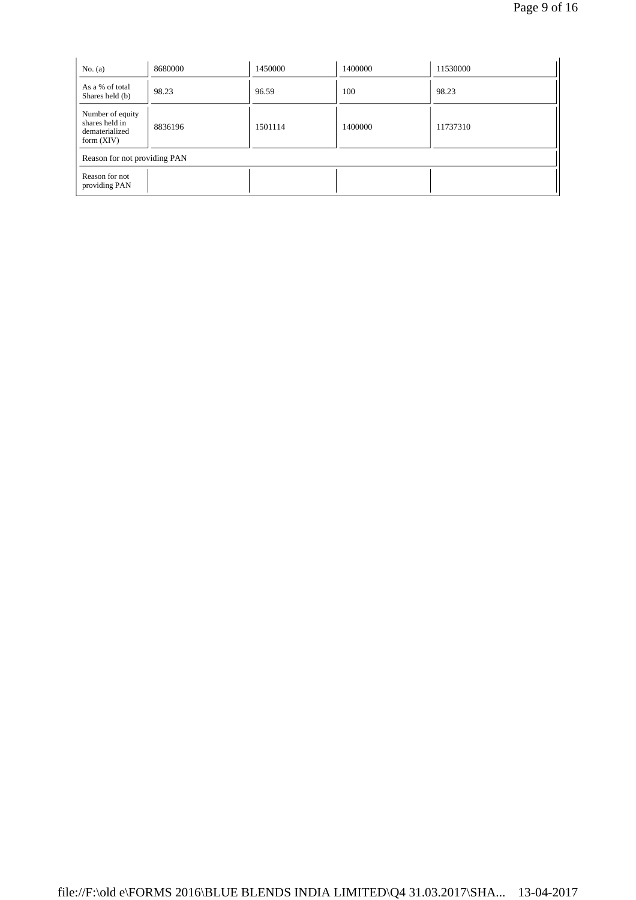| | | | | |
|---|---|---|---|---|
| No. (a) | 8680000 | 1450000 | 1400000 | 11530000 |
| As a % of total Shares held (b) | 98.23 | 96.59 | 100 | 98.23 |
| Number of equity shares held in dematerialized form (XIV) | 8836196 | 1501114 | 1400000 | 11737310 |
| Reason for not providing PAN | | | | |
| Reason for not providing PAN | | | | |

file://F:\old e\FORMS 2016\BLUE BLENDS INDIA LIMITED\Q4 31.03.2017\SHA... 13-04-2017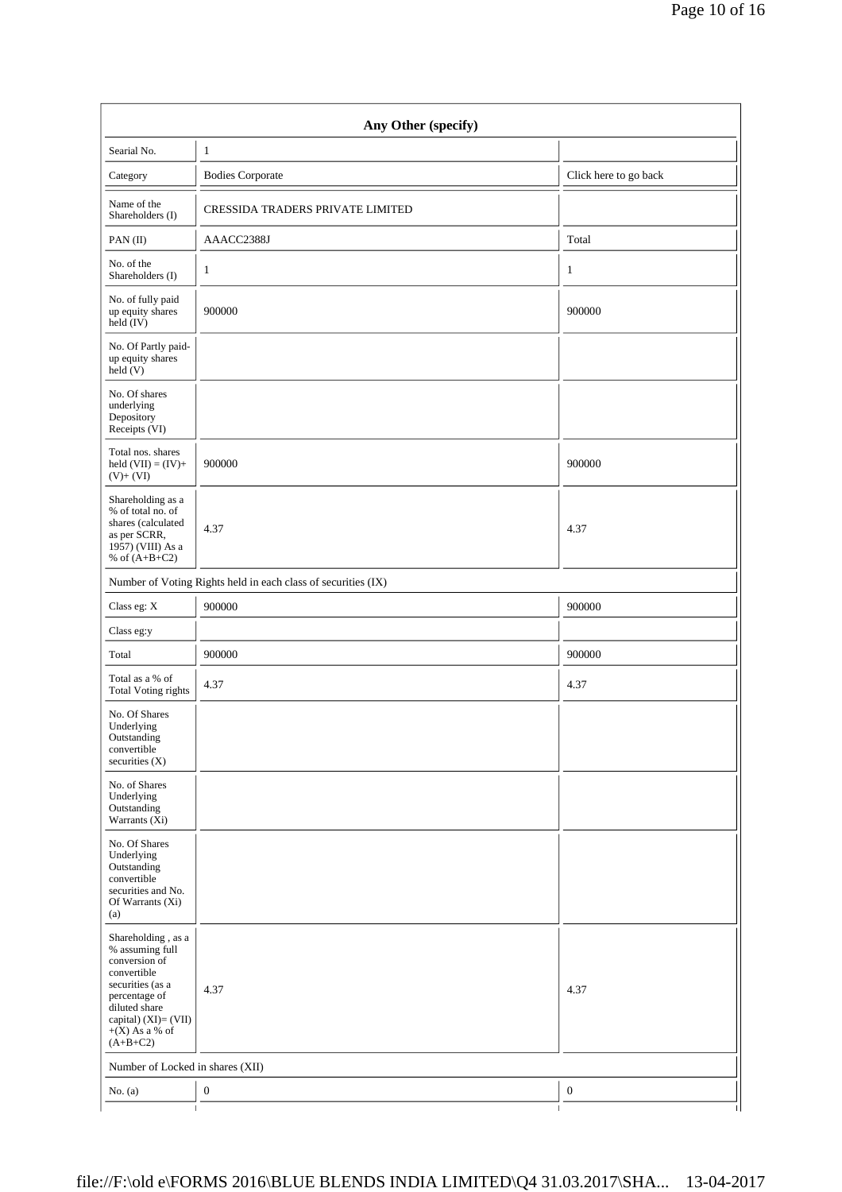| Any Other (specify) | | |
|---|---|---|
| Searial No. | 1 | |
| Category | Bodies Corporate | Click here to go back |
| Name of the Shareholders (I) | CRESSIDA TRADERS PRIVATE LIMITED | |
| PAN (II) | AAACC2388J | Total |
| No. of the Shareholders (I) | 1 | 1 |
| No. of fully paid up equity shares held (IV) | 900000 | 900000 |
| No. Of Partly paid-up equity shares held (V) | | |
| No. Of shares underlying Depository Receipts (VI) | | |
| Total nos. shares held (VII) = (IV)+ (V)+ (VI) | 900000 | 900000 |
| Shareholding as a % of total no. of shares (calculated as per SCRR, 1957) (VIII) As a % of (A+B+C2) | 4.37 | 4.37 |
| Number of Voting Rights held in each class of securities (IX) | | |
| Class eg: X | 900000 | 900000 |
| Class eg:y | | |
| Total | 900000 | 900000 |
| Total as a % of Total Voting rights | 4.37 | 4.37 |
| No. Of Shares Underlying Outstanding convertible securities (X) | | |
| No. of Shares Underlying Outstanding Warrants (Xi) | | |
| No. Of Shares Underlying Outstanding convertible securities and No. Of Warrants (Xi) (a) | | |
| Shareholding , as a % assuming full conversion of convertible securities (as a percentage of diluted share capital) (XI)= (VII) +(X) As a % of (A+B+C2) | 4.37 | 4.37 |
| Number of Locked in shares (XII) | | |
| No. (a) | 0 | 0 |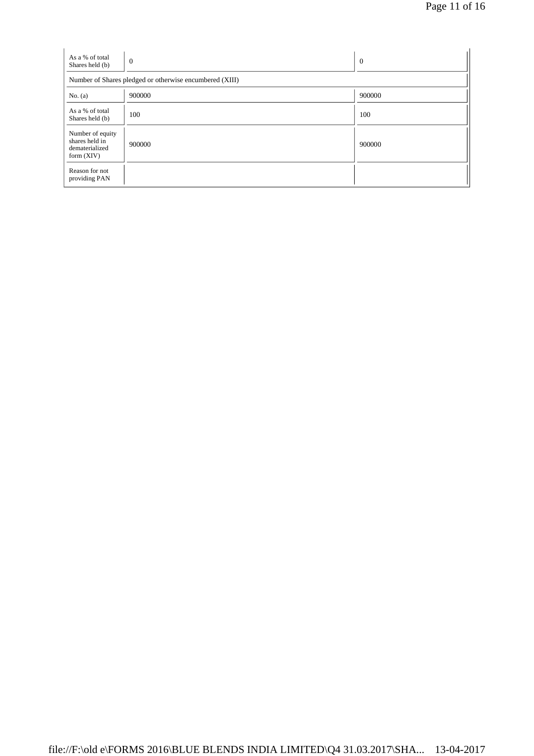| As a % of total Shares held (b) | 0 | 0 |
|---|---|---|
| Number of Shares pledged or otherwise encumbered (XIII) | | |
| No. (a) | 900000 | 900000 |
| As a % of total Shares held (b) | 100 | 100 |
| Number of equity shares held in dematerialized form (XIV) | 900000 | 900000 |
| Reason for not providing PAN | | |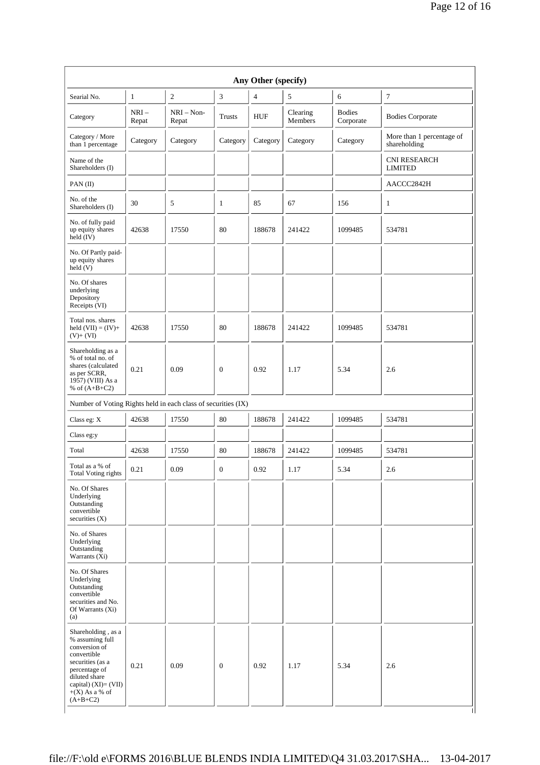| Any Other (specify) | | | | | | | |
|---|---|---|---|---|---|---|---|
| Searial No. | 1 | 2 | 3 | 4 | 5 | 6 | 7 |
| Category | NRI – Repat | NRI – Non-Repat | Trusts | HUF | Clearing Members | Bodies Corporate | Bodies Corporate |
| Category / More than 1 percentage | Category | Category | Category | Category | Category | Category | More than 1 percentage of shareholding |
| Name of the Shareholders (I) | | | | | | | CNI RESEARCH LIMITED |
| PAN (II) | | | | | | | AACCC2842H |
| No. of the Shareholders (I) | 30 | 5 | 1 | 85 | 67 | 156 | 1 |
| No. of fully paid up equity shares held (IV) | 42638 | 17550 | 80 | 188678 | 241422 | 1099485 | 534781 |
| No. Of Partly paid-up equity shares held (V) | | | | | | | |
| No. Of shares underlying Depository Receipts (VI) | | | | | | | |
| Total nos. shares held (VII) = (IV)+ (V)+ (VI) | 42638 | 17550 | 80 | 188678 | 241422 | 1099485 | 534781 |
| Shareholding as a % of total no. of shares (calculated as per SCRR, 1957) (VIII) As a % of (A+B+C2) | 0.21 | 0.09 | 0 | 0.92 | 1.17 | 5.34 | 2.6 |
| Number of Voting Rights held in each class of securities (IX) | | | | | | | |
| Class eg: X | 42638 | 17550 | 80 | 188678 | 241422 | 1099485 | 534781 |
| Class eg:y | | | | | | | |
| Total | 42638 | 17550 | 80 | 188678 | 241422 | 1099485 | 534781 |
| Total as a % of Total Voting rights | 0.21 | 0.09 | 0 | 0.92 | 1.17 | 5.34 | 2.6 |
| No. Of Shares Underlying Outstanding convertible securities (X) | | | | | | | |
| No. of Shares Underlying Outstanding Warrants (Xi) | | | | | | | |
| No. Of Shares Underlying Outstanding convertible securities and No. Of Warrants (Xi) (a) | | | | | | | |
| Shareholding , as a % assuming full conversion of convertible securities (as a percentage of diluted share capital) (XI)= (VII)+(X) As a % of (A+B+C2) | 0.21 | 0.09 | 0 | 0.92 | 1.17 | 5.34 | 2.6 |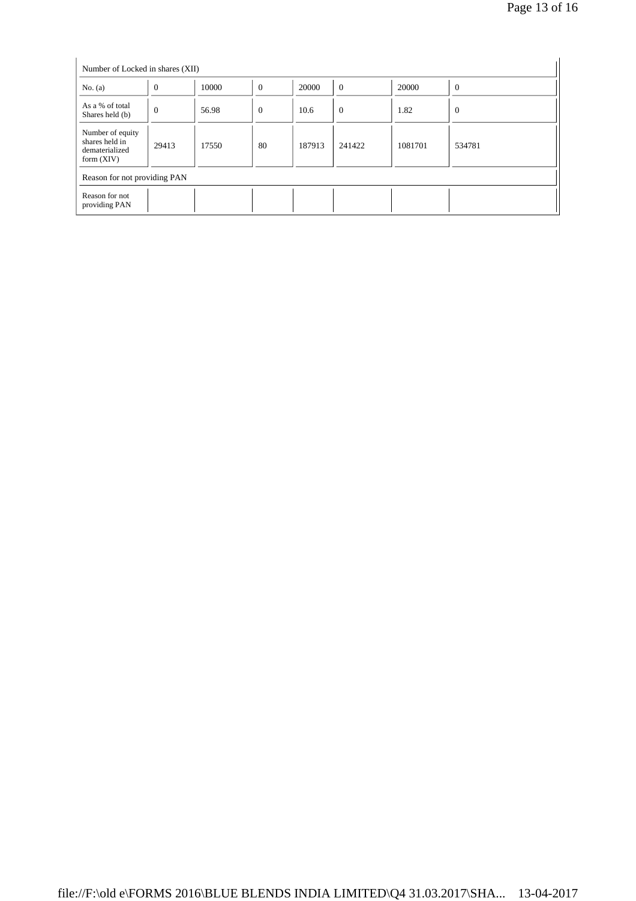| Number of Locked in shares (XII) | | | | | | | |
|---|---|---|---|---|---|---|---|
| No. (a) | 0 | 10000 | 0 | 20000 | 0 | 20000 | 0 |
| As a % of total Shares held (b) | 0 | 56.98 | 0 | 10.6 | 0 | 1.82 | 0 |
| Number of equity shares held in dematerialized form (XIV) | 29413 | 17550 | 80 | 187913 | 241422 | 1081701 | 534781 |
| Reason for not providing PAN | | | | | | | |
| Reason for not providing PAN | | | | | | | |

file://F:\old e\FORMS 2016\BLUE BLENDS INDIA LIMITED\Q4 31.03.2017\SHA... 13-04-2017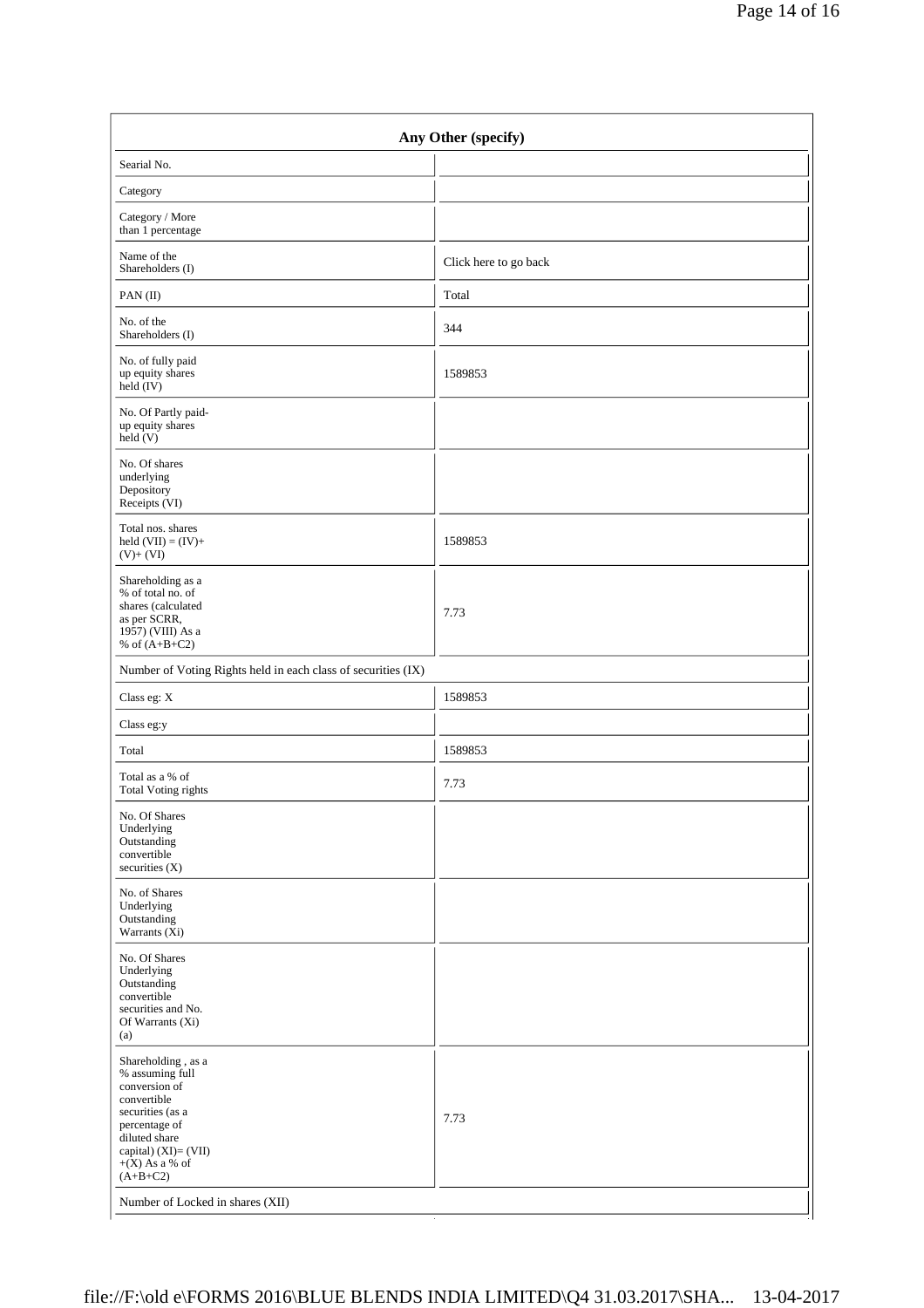| Any Other (specify) | |
|---|---|
| Searial No. | |
| Category | |
| Category / More than 1 percentage | |
| Name of the Shareholders (I) | Click here to go back |
| PAN (II) | Total |
| No. of the Shareholders (I) | 344 |
| No. of fully paid up equity shares held (IV) | 1589853 |
| No. Of Partly paid-up equity shares held (V) | |
| No. Of shares underlying Depository Receipts (VI) | |
| Total nos. shares held (VII) = (IV)+ (V)+ (VI) | 1589853 |
| Shareholding as a % of total no. of shares (calculated as per SCRR, 1957) (VIII) As a % of (A+B+C2) | 7.73 |
| Number of Voting Rights held in each class of securities (IX) | |
| Class eg: X | 1589853 |
| Class eg:y | |
| Total | 1589853 |
| Total as a % of Total Voting rights | 7.73 |
| No. Of Shares Underlying Outstanding convertible securities (X) | |
| No. of Shares Underlying Outstanding Warrants (Xi) | |
| No. Of Shares Underlying Outstanding convertible securities and No. Of Warrants (Xi) (a) | |
| Shareholding , as a % assuming full conversion of convertible securities (as a percentage of diluted share capital) (XI)= (VII) +(X) As a % of (A+B+C2) | 7.73 |
| Number of Locked in shares (XII) | |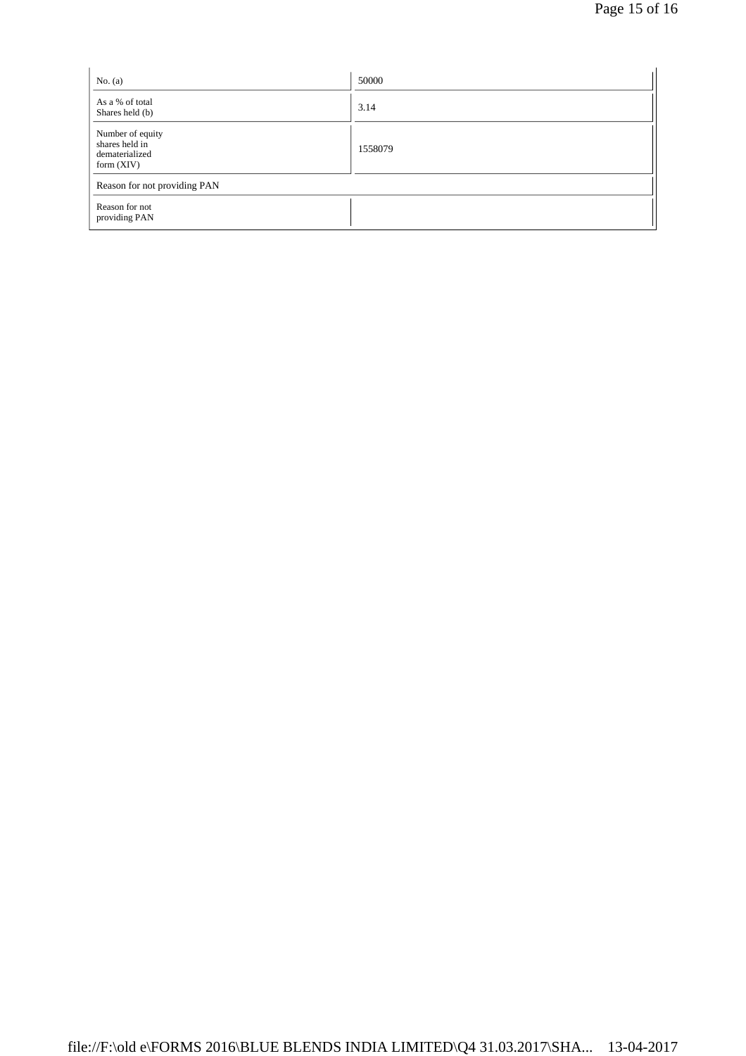| | |
|---|---|
| No. (a) | 50000 |
| As a % of total Shares held (b) | 3.14 |
| Number of equity shares held in dematerialized form (XIV) | 1558079 |
| Reason for not providing PAN | |
| Reason for not providing PAN | |